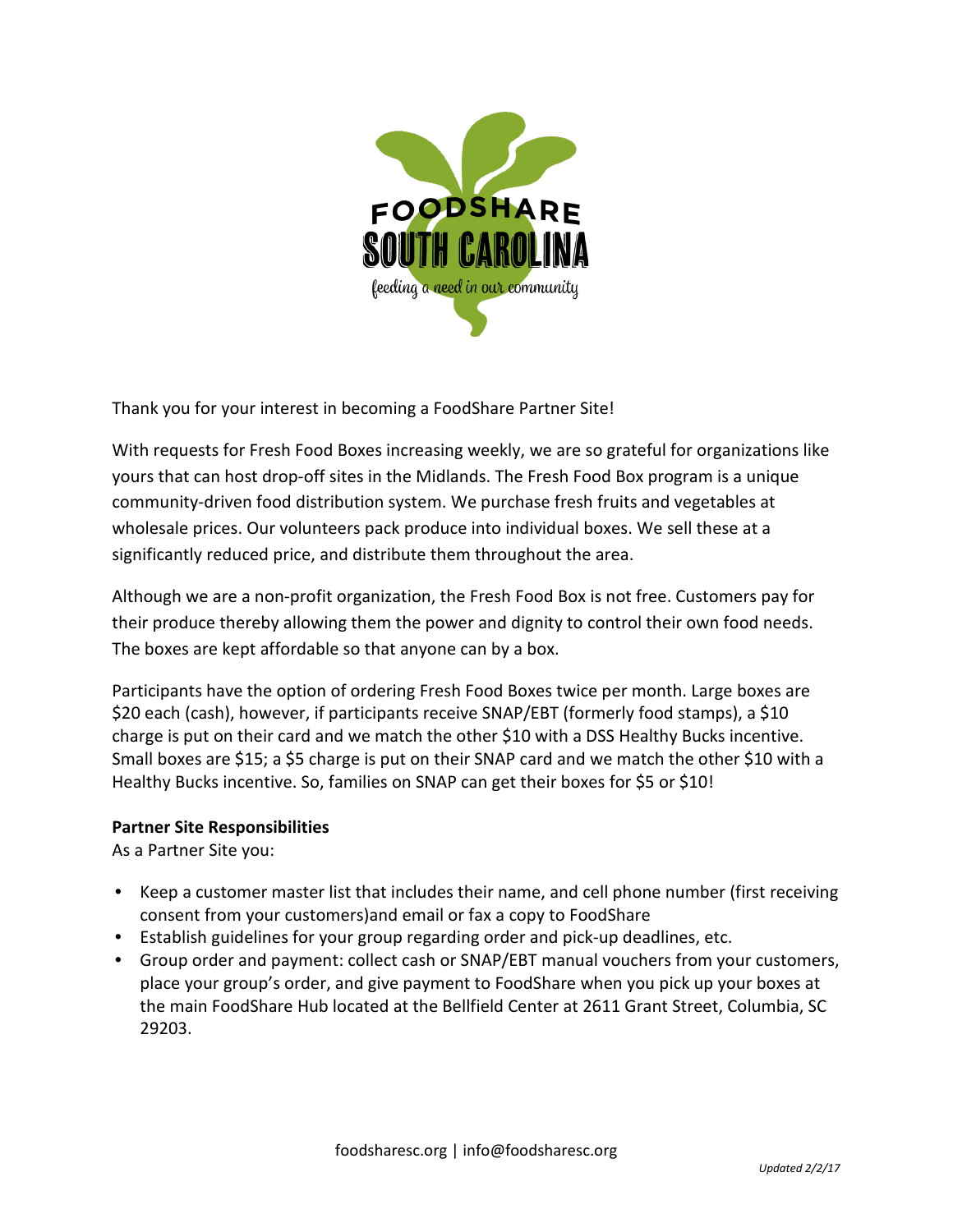FOODSHARE SOUTH CAROLINA

feeding a need in our community

Thank you for your interest in becoming a FoodShare Partner Site!

With requests for Fresh Food Boxes increasing weekly, we are so grateful for organizations like yours that can host drop-off sites in the Midlands. The Fresh Food Box program is a unique community-driven food distribution system. We purchase fresh fruits and vegetables at wholesale prices. Our volunteers pack produce into individual boxes. We sell these at a significantly reduced price, and distribute them throughout the area.

Although we are a non-profit organization, the Fresh Food Box is not free. Customers pay for their produce thereby allowing them the power and dignity to control their own food needs. The boxes are kept affordable so that anyone can by a box.

Participants have the option of ordering Fresh Food Boxes twice per month. Large boxes are $20 each (cash), however, if participants receive SNAP/EBT (formerly food stamps), a $10 charge is put on their card and we match the other $10 with a DSS Healthy Bucks incentive. Small boxes are $15; a $5 charge is put on their SNAP card and we match the other $10 with a Healthy Bucks incentive. So, families on SNAP can get their boxes for $5 or $10!

**Partner Site Responsibilities**

As a Partner Site you:

- Keep a customer master list that includes their name, and cell phone number (first receiving consent from your customers)and email or fax a copy to FoodShare
- Establish guidelines for your group regarding order and pick-up deadlines, etc.
- Group order and payment: collect cash or SNAP/EBT manual vouchers from your customers, place your group's order, and give payment to FoodShare when you pick up your boxes at the main FoodShare Hub located at the Bellfield Center at 2611 Grant Street, Columbia, SC 29203.

foodsharesc.org | info@foodsharesc.org

*Updated 2/2/17*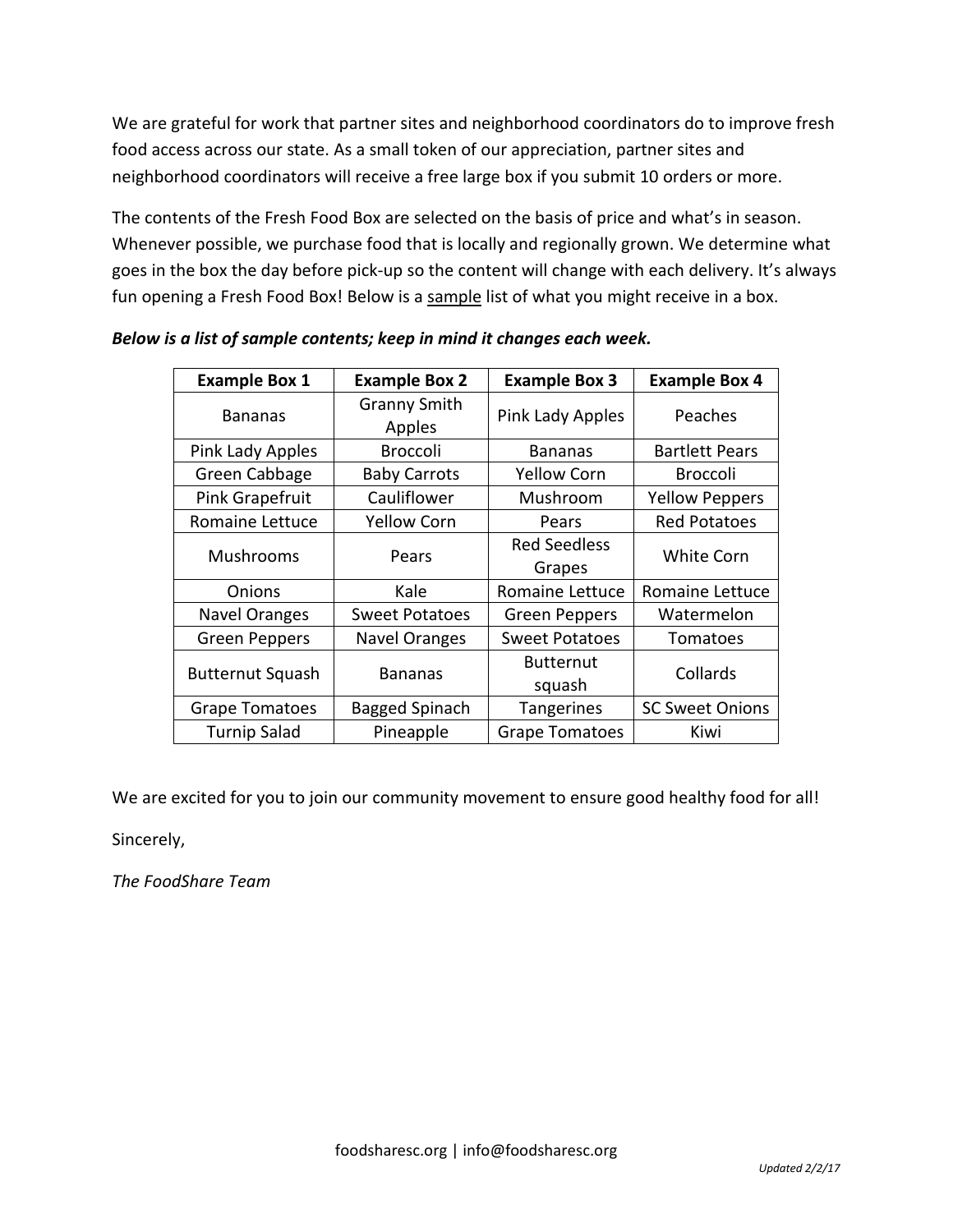We are grateful for work that partner sites and neighborhood coordinators do to improve fresh food access across our state. As a small token of our appreciation, partner sites and neighborhood coordinators will receive a free large box if you submit 10 orders or more.

The contents of the Fresh Food Box are selected on the basis of price and what's in season. Whenever possible, we purchase food that is locally and regionally grown. We determine what goes in the box the day before pick-up so the content will change with each delivery. It's always fun opening a Fresh Food Box! Below is a <u>sample</u> list of what you might receive in a box.

***Below is a list of sample contents; keep in mind it changes each week.***

| Example Box 1 | Example Box 2 | Example Box 3 | Example Box 4 |
|---|---|---|---|
| Bananas | Granny Smith Apples | Pink Lady Apples | Peaches |
| Pink Lady Apples | Broccoli | Bananas | Bartlett Pears |
| Green Cabbage | Baby Carrots | Yellow Corn | Broccoli |
| Pink Grapefruit | Cauliflower | Mushroom | Yellow Peppers |
| Romaine Lettuce | Yellow Corn | Pears | Red Potatoes |
| Mushrooms | Pears | Red Seedless Grapes | White Corn |
| Onions | Kale | Romaine Lettuce | Romaine Lettuce |
| Navel Oranges | Sweet Potatoes | Green Peppers | Watermelon |
| Green Peppers | Navel Oranges | Sweet Potatoes | Tomatoes |
| Butternut Squash | Bananas | Butternut squash | Collards |
| Grape Tomatoes | Bagged Spinach | Tangerines | SC Sweet Onions |
| Turnip Salad | Pineapple | Grape Tomatoes | Kiwi |

We are excited for you to join our community movement to ensure good healthy food for all!

Sincerely,

*The FoodShare Team*

foodsharesc.org | info@foodsharesc.org

*Updated 2/2/17*